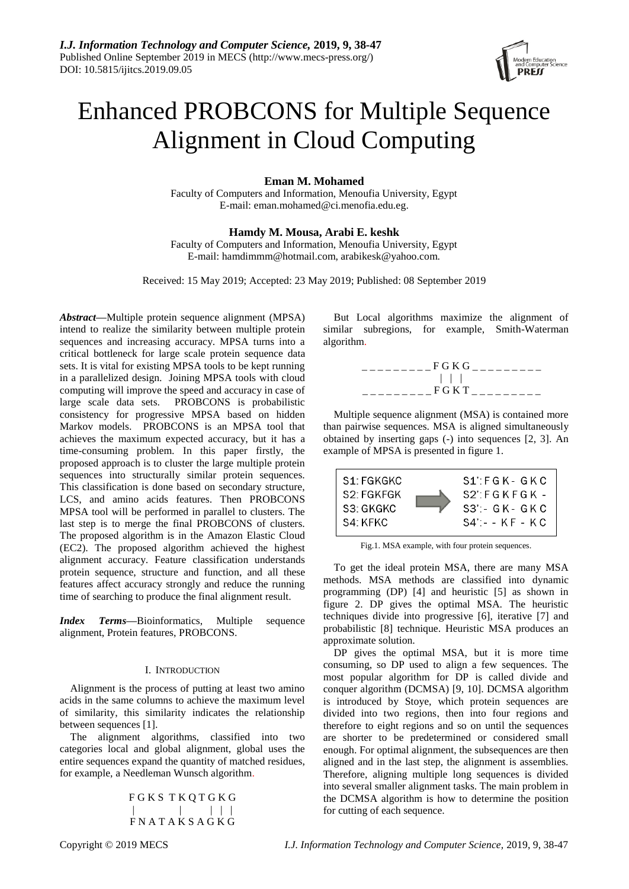# Enhanced PROBCONS for Multiple Sequence Alignment in Cloud Computing

**Eman M. Mohamed**
Faculty of Computers and Information, Menoufia University, Egypt
E-mail: eman.mohamed@ci.menofia.edu.eg.

**Hamdy M. Mousa, Arabi E. keshk**
Faculty of Computers and Information, Menoufia University, Egypt
E-mail: hamdimmm@hotmail.com, arabikesk@yahoo.com.

Received: 15 May 2019; Accepted: 23 May 2019; Published: 08 September 2019

***Abstract*—**Multiple protein sequence alignment (MPSA) intend to realize the similarity between multiple protein sequences and increasing accuracy. MPSA turns into a critical bottleneck for large scale protein sequence data sets. It is vital for existing MPSA tools to be kept running in a parallelized design. Joining MPSA tools with cloud computing will improve the speed and accuracy in case of large scale data sets. PROBCONS is probabilistic consistency for progressive MPSA based on hidden Markov models. PROBCONS is an MPSA tool that achieves the maximum expected accuracy, but it has a time-consuming problem. In this paper firstly, the proposed approach is to cluster the large multiple protein sequences into structurally similar protein sequences. This classification is done based on secondary structure, LCS, and amino acids features. Then PROBCONS MPSA tool will be performed in parallel to clusters. The last step is to merge the final PROBCONS of clusters. The proposed algorithm is in the Amazon Elastic Cloud (EC2). The proposed algorithm achieved the highest alignment accuracy. Feature classification understands protein sequence, structure and function, and all these features affect accuracy strongly and reduce the running time of searching to produce the final alignment result.

***Index Terms*—**Bioinformatics, Multiple sequence alignment, Protein features, PROBCONS.

## I. Introduction

Alignment is the process of putting at least two amino acids in the same columns to achieve the maximum level of similarity, this similarity indicates the relationship between sequences [1].

The alignment algorithms, classified into two categories local and global alignment, global uses the entire sequences expand the quantity of matched residues, for example, a Needleman Wunsch algorithm.

```
F G K S  T K Q T G K G
|        |       | | |
F N A T A K S A G K G
```

But Local algorithms maximize the alignment of similar subregions, for example, Smith-Waterman algorithm.

```
_ _ _ _ _ _ _ _ _ F G K G _ _ _ _ _ _ _ _ _
                  | | |
_ _ _ _ _ _ _ _ _ F G K T _ _ _ _ _ _ _ _ _
```

Multiple sequence alignment (MSA) is contained more than pairwise sequences. MSA is aligned simultaneously obtained by inserting gaps (-) into sequences [2, 3]. An example of MPSA is presented in figure 1.

```
S1: FGKGKC         S1': F G K - G K C
S2: FGKFGK   ==>   S2': F G K F G K -
S3: GKGKC          S3': - G K - G K C
S4: KFKC           S4': - - K F - K C
```

Fig.1. MSA example, with four protein sequences.

To get the ideal protein MSA, there are many MSA methods. MSA methods are classified into dynamic programming (DP) [4] and heuristic [5] as shown in figure 2. DP gives the optimal MSA. The heuristic techniques divide into progressive [6], iterative [7] and probabilistic [8] technique. Heuristic MSA produces an approximate solution.

DP gives the optimal MSA, but it is more time consuming, so DP used to align a few sequences. The most popular algorithm for DP is called divide and conquer algorithm (DCMSA) [9, 10]. DCMSA algorithm is introduced by Stoye, which protein sequences are divided into two regions, then into four regions and therefore to eight regions and so on until the sequences are shorter to be predetermined or considered small enough. For optimal alignment, the subsequences are then aligned and in the last step, the alignment is assemblies. Therefore, aligning multiple long sequences is divided into several smaller alignment tasks. The main problem in the DCMSA algorithm is how to determine the position for cutting of each sequence.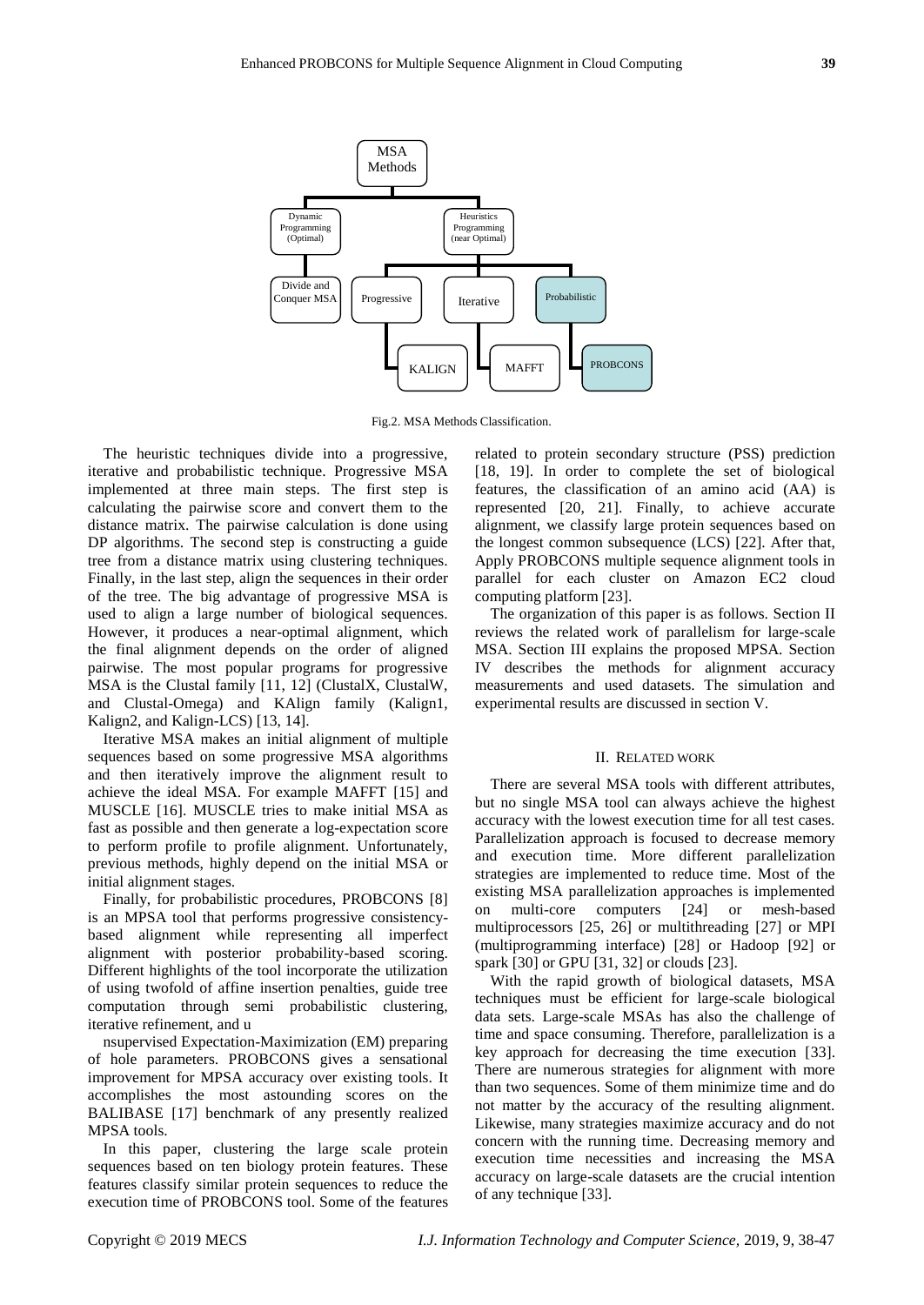Fig.2. MSA Methods Classification.

The heuristic techniques divide into a progressive, iterative and probabilistic technique. Progressive MSA implemented at three main steps. The first step is calculating the pairwise score and convert them to the distance matrix. The pairwise calculation is done using DP algorithms. The second step is constructing a guide tree from a distance matrix using clustering techniques. Finally, in the last step, align the sequences in their order of the tree. The big advantage of progressive MSA is used to align a large number of biological sequences. However, it produces a near-optimal alignment, which the final alignment depends on the order of aligned pairwise. The most popular programs for progressive MSA is the Clustal family [11, 12] (ClustalX, ClustalW, and Clustal-Omega) and KAlign family (Kalign1, Kalign2, and Kalign-LCS) [13, 14].

Iterative MSA makes an initial alignment of multiple sequences based on some progressive MSA algorithms and then iteratively improve the alignment result to achieve the ideal MSA. For example MAFFT [15] and MUSCLE [16]. MUSCLE tries to make initial MSA as fast as possible and then generate a log-expectation score to perform profile to profile alignment. Unfortunately, previous methods, highly depend on the initial MSA or initial alignment stages.

Finally, for probabilistic procedures, PROBCONS [8] is an MPSA tool that performs progressive consistency-based alignment while representing all imperfect alignment with posterior probability-based scoring. Different highlights of the tool incorporate the utilization of using twofold of affine insertion penalties, guide tree computation through semi probabilistic clustering, iterative refinement, and u

nsupervised Expectation-Maximization (EM) preparing of hole parameters. PROBCONS gives a sensational improvement for MPSA accuracy over existing tools. It accomplishes the most astounding scores on the BALIBASE [17] benchmark of any presently realized MPSA tools.

In this paper, clustering the large scale protein sequences based on ten biology protein features. These features classify similar protein sequences to reduce the execution time of PROBCONS tool. Some of the features related to protein secondary structure (PSS) prediction [18, 19]. In order to complete the set of biological features, the classification of an amino acid (AA) is represented [20, 21]. Finally, to achieve accurate alignment, we classify large protein sequences based on the longest common subsequence (LCS) [22]. After that, Apply PROBCONS multiple sequence alignment tools in parallel for each cluster on Amazon EC2 cloud computing platform [23].

The organization of this paper is as follows. Section II reviews the related work of parallelism for large-scale MSA. Section III explains the proposed MPSA. Section IV describes the methods for alignment accuracy measurements and used datasets. The simulation and experimental results are discussed in section V.

## II. Related Work

There are several MSA tools with different attributes, but no single MSA tool can always achieve the highest accuracy with the lowest execution time for all test cases. Parallelization approach is focused to decrease memory and execution time. More different parallelization strategies are implemented to reduce time. Most of the existing MSA parallelization approaches is implemented on multi-core computers [24] or mesh-based multiprocessors [25, 26] or multithreading [27] or MPI (multiprogramming interface) [28] or Hadoop [92] or spark [30] or GPU [31, 32] or clouds [23].

With the rapid growth of biological datasets, MSA techniques must be efficient for large-scale biological data sets. Large-scale MSAs has also the challenge of time and space consuming. Therefore, parallelization is a key approach for decreasing the time execution [33]. There are numerous strategies for alignment with more than two sequences. Some of them minimize time and do not matter by the accuracy of the resulting alignment. Likewise, many strategies maximize accuracy and do not concern with the running time. Decreasing memory and execution time necessities and increasing the MSA accuracy on large-scale datasets are the crucial intention of any technique [33].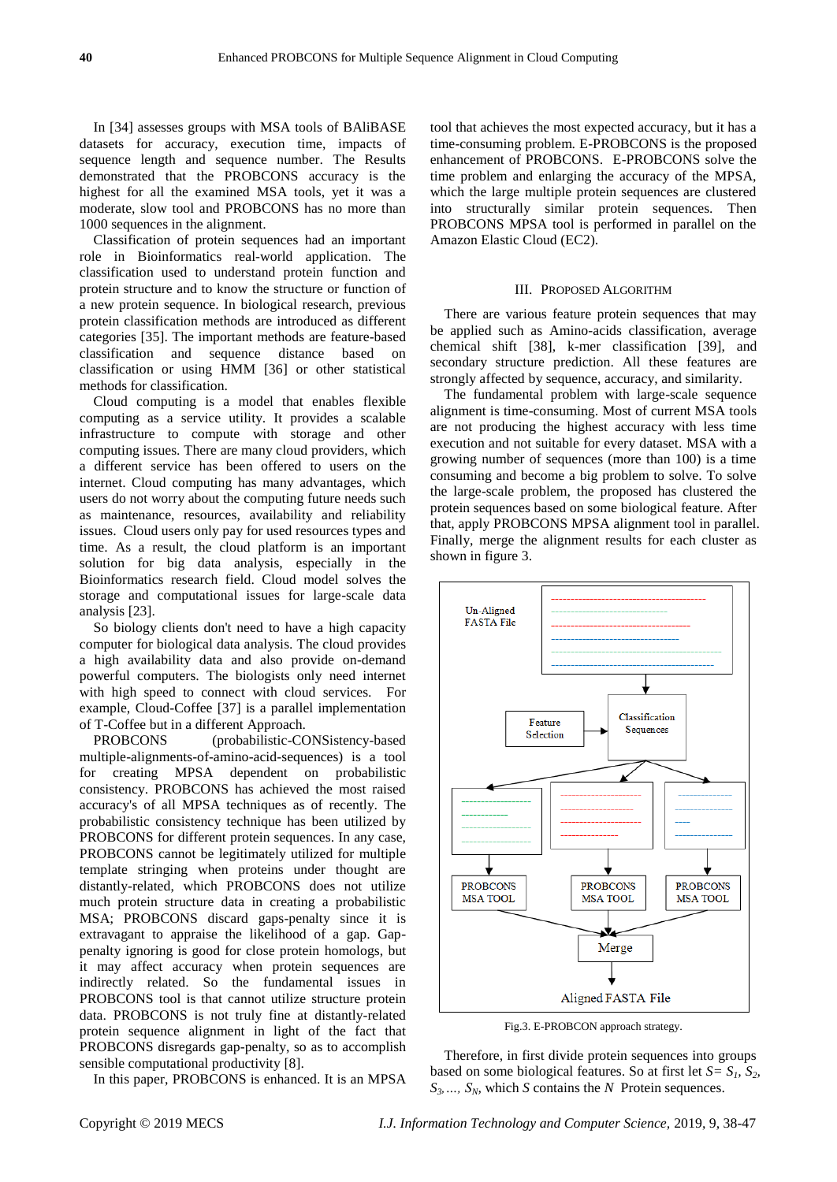In [34] assesses groups with MSA tools of BAliBASE datasets for accuracy, execution time, impacts of sequence length and sequence number. The Results demonstrated that the PROBCONS accuracy is the highest for all the examined MSA tools, yet it was a moderate, slow tool and PROBCONS has no more than 1000 sequences in the alignment.

Classification of protein sequences had an important role in Bioinformatics real-world application. The classification used to understand protein function and protein structure and to know the structure or function of a new protein sequence. In biological research, previous protein classification methods are introduced as different categories [35]. The important methods are feature-based classification and sequence distance based on classification or using HMM [36] or other statistical methods for classification.

Cloud computing is a model that enables flexible computing as a service utility. It provides a scalable infrastructure to compute with storage and other computing issues. There are many cloud providers, which a different service has been offered to users on the internet. Cloud computing has many advantages, which users do not worry about the computing future needs such as maintenance, resources, availability and reliability issues. Cloud users only pay for used resources types and time. As a result, the cloud platform is an important solution for big data analysis, especially in the Bioinformatics research field. Cloud model solves the storage and computational issues for large-scale data analysis [23].

So biology clients don't need to have a high capacity computer for biological data analysis. The cloud provides a high availability data and also provide on-demand powerful computers. The biologists only need internet with high speed to connect with cloud services. For example, Cloud-Coffee [37] is a parallel implementation of T-Coffee but in a different Approach.

PROBCONS (probabilistic-CONSistency-based multiple-alignments-of-amino-acid-sequences) is a tool for creating MPSA dependent on probabilistic consistency. PROBCONS has achieved the most raised accuracy's of all MPSA techniques as of recently. The probabilistic consistency technique has been utilized by PROBCONS for different protein sequences. In any case, PROBCONS cannot be legitimately utilized for multiple template stringing when proteins under thought are distantly-related, which PROBCONS does not utilize much protein structure data in creating a probabilistic MSA; PROBCONS discard gaps-penalty since it is extravagant to appraise the likelihood of a gap. Gap-penalty ignoring is good for close protein homologs, but it may affect accuracy when protein sequences are indirectly related. So the fundamental issues in PROBCONS tool is that cannot utilize structure protein data. PROBCONS is not truly fine at distantly-related protein sequence alignment in light of the fact that PROBCONS disregards gap-penalty, so as to accomplish sensible computational productivity [8].

In this paper, PROBCONS is enhanced. It is an MPSA tool that achieves the most expected accuracy, but it has a time-consuming problem. E-PROBCONS is the proposed enhancement of PROBCONS. E-PROBCONS solve the time problem and enlarging the accuracy of the MPSA, which the large multiple protein sequences are clustered into structurally similar protein sequences. Then PROBCONS MPSA tool is performed in parallel on the Amazon Elastic Cloud (EC2).

## III. Proposed Algorithm

There are various feature protein sequences that may be applied such as Amino-acids classification, average chemical shift [38], k-mer classification [39], and secondary structure prediction. All these features are strongly affected by sequence, accuracy, and similarity.

The fundamental problem with large-scale sequence alignment is time-consuming. Most of current MSA tools are not producing the highest accuracy with less time execution and not suitable for every dataset. MSA with a growing number of sequences (more than 100) is a time consuming and become a big problem to solve. To solve the large-scale problem, the proposed has clustered the protein sequences based on some biological feature. After that, apply PROBCONS MPSA alignment tool in parallel. Finally, merge the alignment results for each cluster as shown in figure 3.

Un-Aligned FASTA File → Classification Sequences (← Feature Selection) → PROBCONS MSA TOOL (×3) → Merge → Aligned FASTA File

Fig.3. E-PROBCON approach strategy.

Therefore, in first divide protein sequences into groups based on some biological features. So at first let $S = S_1, S_2, S_3, \ldots, S_N$, which $S$ contains the $N$ Protein sequences.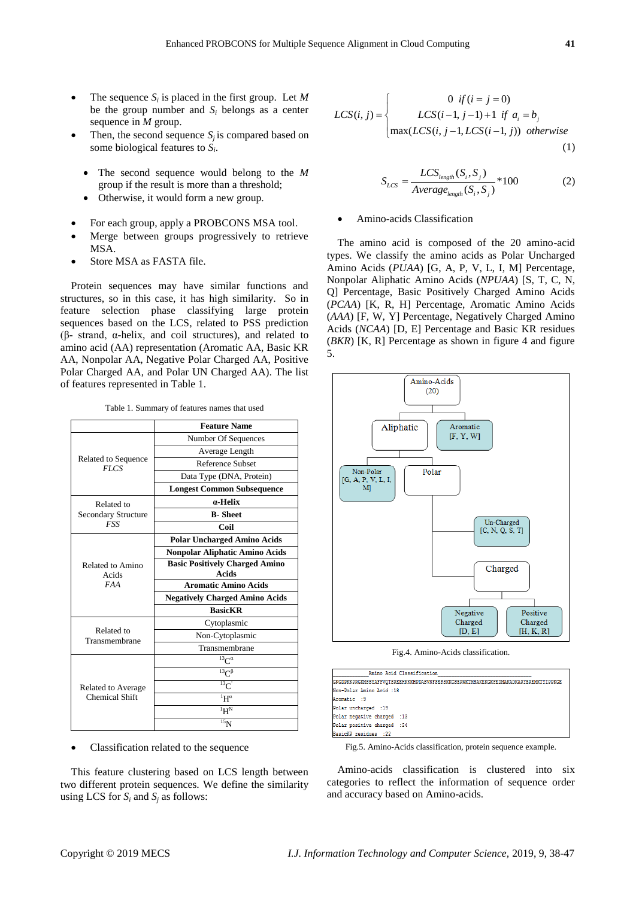- The sequence $S_i$ is placed in the first group. Let $M$ be the group number and $S_i$ belongs as a center sequence in $M$ group.
- Then, the second sequence $S_j$ is compared based on some biological features to $S_i$.
  - The second sequence would belong to the $M$ group if the result is more than a threshold;
  - Otherwise, it would form a new group.
- For each group, apply a PROBCONS MSA tool.
- Merge between groups progressively to retrieve MSA.
- Store MSA as FASTA file.

Protein sequences may have similar functions and structures, so in this case, it has high similarity. So in feature selection phase classifying large protein sequences based on the LCS, related to PSS prediction (β- strand, α-helix, and coil structures), and related to amino acid (AA) representation (Aromatic AA, Basic KR AA, Nonpolar AA, Negative Polar Charged AA, Positive Polar Charged AA, and Polar UN Charged AA). The list of features represented in Table 1.

Table 1. Summary of features names that used

| | **Feature Name** |
|---|---|
| Related to Sequence *FLCS* | Number Of Sequences |
| | Average Length |
| | Reference Subset |
| | Data Type (DNA, Protein) |
| | **Longest Common Subsequence** |
| Related to Secondary Structure *FSS* | **α-Helix** |
| | **B- Sheet** |
| | **Coil** |
| Related to Amino Acids *FAA* | **Polar Uncharged Amino Acids** |
| | **Nonpolar Aliphatic Amino Acids** |
| | **Basic Positively Charged Amino Acids** |
| | **Aromatic Amino Acids** |
| | **Negatively Charged Amino Acids** |
| | **BasicKR** |
| Related to Transmembrane | Cytoplasmic |
| | Non-Cytoplasmic |
| | Transmembrane |
| Related to Average Chemical Shift | $^{13}C^{\alpha}$ |
| | $^{13}C^{\beta}$ |
| | $^{13}C'$ |
| | $^{1}H^{\alpha}$ |
| | $^{1}H^{N}$ |
| | $^{15}N$ |

- Classification related to the sequence

This feature clustering based on LCS length between two different protein sequences. We define the similarity using LCS for $S_i$ and $S_j$ as follows:

$$LCS(i,j)=\begin{cases} 0 \;\; if\,(i=j=0) \\ LCS(i-1,j-1)+1 \;\; if \;\; a_i=b_j \\ \max(LCS(i,j-1), LCS(i-1,j)) \;\; otherwise \end{cases} \tag{1}$$

$$S_{LCS}=\frac{LCS_{length}(S_i,S_j)}{Average_{length}(S_i,S_j)}*100 \tag{2}$$

- Amino-acids Classification

The amino acid is composed of the 20 amino-acid types. We classify the amino acids as Polar Uncharged Amino Acids (*PUAA*) [G, A, P, V, L, I, M] Percentage, Nonpolar Aliphatic Amino Acids (*NPUAA*) [S, T, C, N, Q] Percentage, Basic Positively Charged Amino Acids (*PCAA*) [K, R, H] Percentage, Aromatic Amino Acids (*AAA*) [F, W, Y] Percentage, Negatively Charged Amino Acids (*NCAA*) [D, E] Percentage and Basic KR residues (*BKR*) [K, R] Percentage as shown in figure 4 and figure 5.

Amino-Acids (20) — Aliphatic; Aromatic [F, Y, W] — Non-Polar [G, A, P, V, L, I, M]; Polar — Un-Charged [C, N, Q, S, T]; Charged — Negative Charged [D, E]; Positive Charged [H, K, R]

Fig.4. Amino-Acids classification.

```
Amino Acid Classification
GKGDPKKPRGKMSSYAFFVQTSREEHKKKHPDASVNFSEFSKKCSERWKTMSAKEKGKFEDMAKADKARYEREMKTYIPPKGE
Non-Polar Amino Acid :18
Aromatic  :9
Polar uncharged  :19
Polar negative charged  :13
Polar positive charged  :24
BasicKR residues  :22
```

Fig.5. Amino-Acids classification, protein sequence example.

Amino-acids classification is clustered into six categories to reflect the information of sequence order and accuracy based on Amino-acids.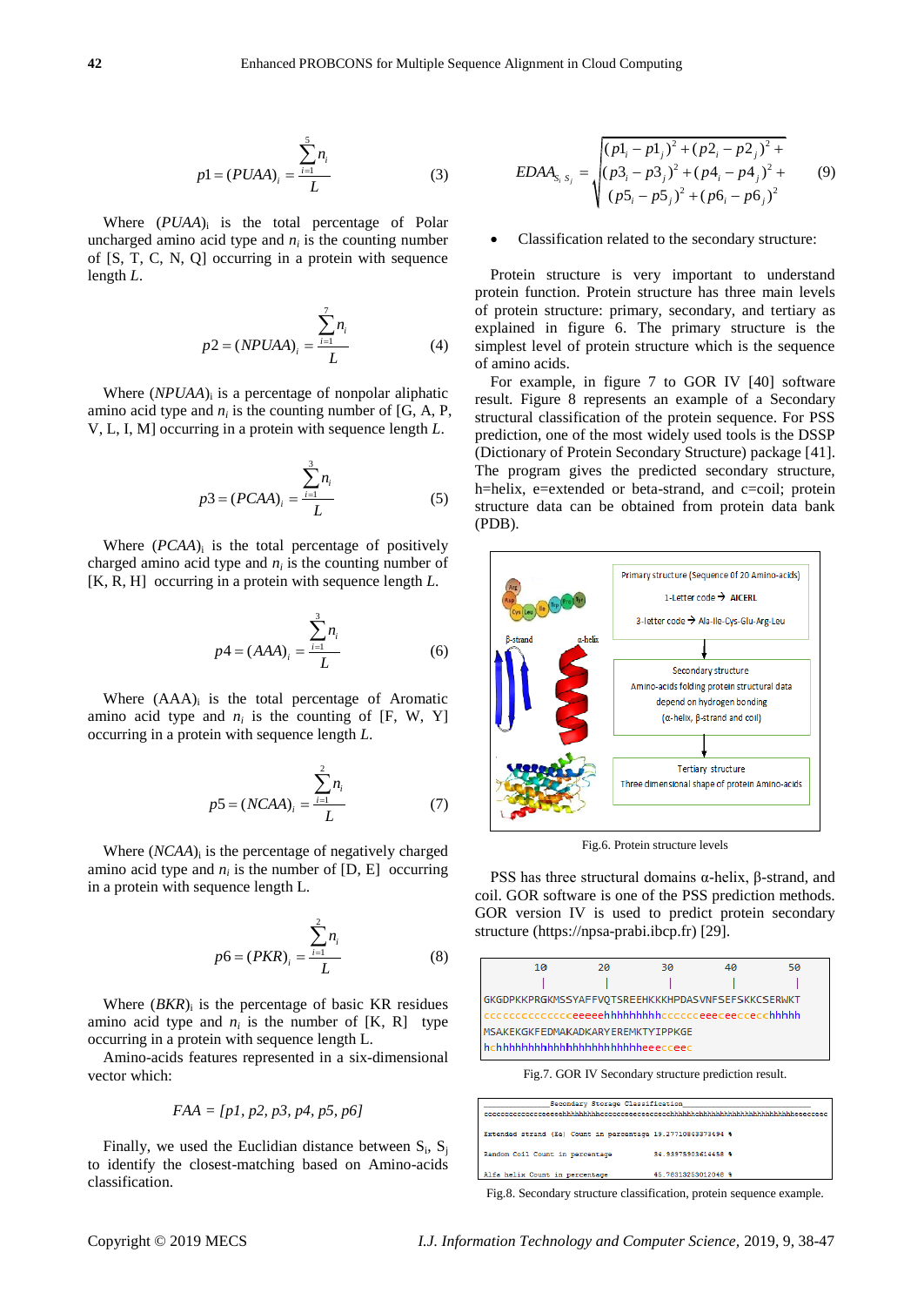$$p1 = (PUAA)_i = \frac{\sum_{i=1}^{5} n_i}{L} \tag{3}$$

Where $(PUAA)_i$ is the total percentage of Polar uncharged amino acid type and $n_i$ is the counting number of [S, T, C, N, Q] occurring in a protein with sequence length $L$.

$$p2 = (NPUAA)_i = \frac{\sum_{i=1}^{7} n_i}{L} \tag{4}$$

Where $(NPUAA)_i$ is a percentage of nonpolar aliphatic amino acid type and $n_i$ is the counting number of [G, A, P, V, L, I, M] occurring in a protein with sequence length $L$.

$$p3 = (PCAA)_i = \frac{\sum_{i=1}^{3} n_i}{L} \tag{5}$$

Where $(PCAA)_i$ is the total percentage of positively charged amino acid type and $n_i$ is the counting number of [K, R, H] occurring in a protein with sequence length $L$.

$$p4 = (AAA)_i = \frac{\sum_{i=1}^{3} n_i}{L} \tag{6}$$

Where $(AAA)_i$ is the total percentage of Aromatic amino acid type and $n_i$ is the counting of [F, W, Y] occurring in a protein with sequence length $L$.

$$p5 = (NCAA)_i = \frac{\sum_{i=1}^{2} n_i}{L} \tag{7}$$

Where $(NCAA)_i$ is the percentage of negatively charged amino acid type and $n_i$ is the number of [D, E] occurring in a protein with sequence length L.

$$p6 = (PKR)_i = \frac{\sum_{i=1}^{2} n_i}{L} \tag{8}$$

Where $(BKR)_i$ is the percentage of basic KR residues amino acid type and $n_i$ is the number of [K, R] type occurring in a protein with sequence length L.

Amino-acids features represented in a six-dimensional vector which:

$$FAA = [p1, p2, p3, p4, p5, p6]$$

Finally, we used the Euclidian distance between $S_i$, $S_j$ to identify the closest-matching based on Amino-acids classification.

$$EDAA_{S_i\,S_j} = \sqrt{\begin{array}{l}(p1_i - p1_j)^2 + (p2_i - p2_j)^2 + \\ (p3_i - p3_j)^2 + (p4_i - p4_j)^2 + \\ (p5_i - p5_j)^2 + (p6_i - p6_j)^2\end{array}} \tag{9}$$

- Classification related to the secondary structure:

Protein structure is very important to understand protein function. Protein structure has three main levels of protein structure: primary, secondary, and tertiary as explained in figure 6. The primary structure is the simplest level of protein structure which is the sequence of amino acids.

For example, in figure 7 to GOR IV [40] software result. Figure 8 represents an example of a Secondary structural classification of the protein sequence. For PSS prediction, one of the most widely used tools is the DSSP (Dictionary of Protein Secondary Structure) package [41]. The program gives the predicted secondary structure, h=helix, e=extended or beta-strand, and c=coil; protein structure data can be obtained from protein data bank (PDB).

Fig.6. Protein structure levels

PSS has three structural domains α-helix, β-strand, and coil. GOR software is one of the PSS prediction methods. GOR version IV is used to predict protein secondary structure (https://npsa-prabi.ibcp.fr) [29].

```
        10        20        30        40        50
         |         |         |         |         |
GKGDPKKPRGKMSSYAFFVQTSREEHKKKHPDASVNFSEFSKKCSERWKT
cccccccccccccceeeeehhhhhhhhhcccccceeecceecccchhhhh
MSAKEKGKFEDMAKADKARYEREMKTYIPPKGE
hchhhhhhhhhhhhhhhhhhhhhhhheeecceec
```

Fig.7. GOR IV Secondary structure prediction result.

```
Secondary Storage Classification
cccccccccccccceeeeehhhhhhhhhcccccceeecceecccchhhhhhchhhhhhhhhhhhhhhhhhhhhheeecceec

Extended strand (Ee) Count in percentage 19.27710843373494 %

Random Coil Count in percentage 34.93975903614458 %

Alfa helix Count in percentage 45.78313253012048 %
```

Fig.8. Secondary structure classification, protein sequence example.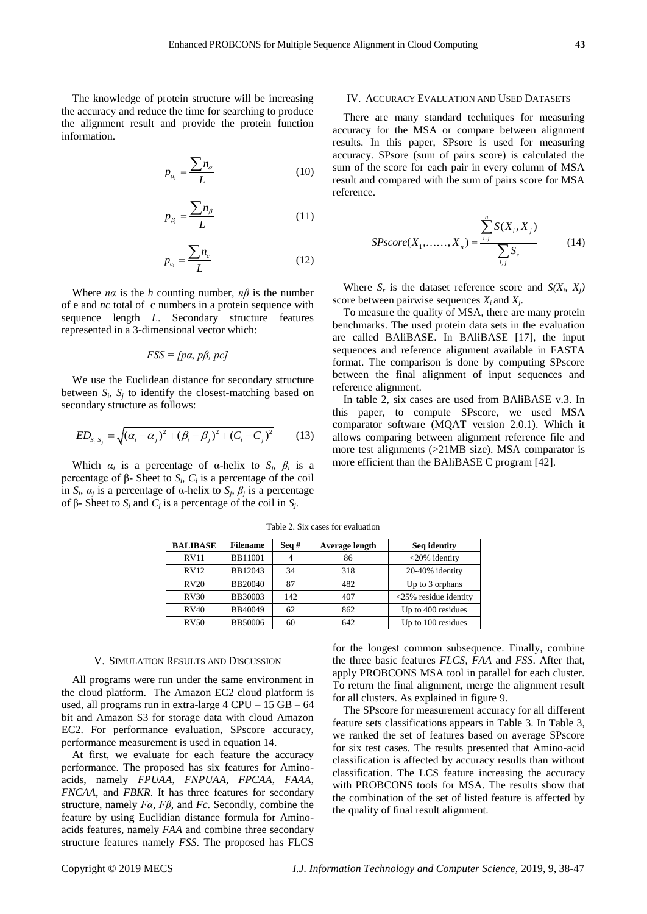The knowledge of protein structure will be increasing the accuracy and reduce the time for searching to produce the alignment result and provide the protein function information.

$$p_{\alpha_i} = \frac{\sum n_\alpha}{L} \tag{10}$$

$$p_{\beta_i} = \frac{\sum n_\beta}{L} \tag{11}$$

$$p_{c_i} = \frac{\sum n_c}{L} \tag{12}$$

Where $n\alpha$ is the *h* counting number, $n\beta$ is the number of e and *nc* total of c numbers in a protein sequence with sequence length *L*. Secondary structure features represented in a 3-dimensional vector which:

$$FSS = [p\alpha, p\beta, pc]$$

We use the Euclidean distance for secondary structure between $S_i$, $S_j$ to identify the closest-matching based on secondary structure as follows:

$$ED_{S_i S_j} = \sqrt{(\alpha_i - \alpha_j)^2 + (\beta_i - \beta_j)^2 + (C_i - C_j)^2} \tag{13}$$

Which $\alpha_i$ is a percentage of α-helix to $S_i$, $\beta_i$ is a percentage of β- Sheet to $S_i$, $C_i$ is a percentage of the coil in $S_i$, $\alpha_j$ is a percentage of α-helix to $S_j$, $\beta_j$ is a percentage of β- Sheet to $S_j$ and $C_j$ is a percentage of the coil in $S_j$.

## IV. Accuracy Evaluation and Used Datasets

There are many standard techniques for measuring accuracy for the MSA or compare between alignment results. In this paper, SPsore is used for measuring accuracy. SPsore (sum of pairs score) is calculated the sum of the score for each pair in every column of MSA result and compared with the sum of pairs score for MSA reference.

$$SPscore(X_1, \ldots\ldots, X_n) = \frac{\sum_{i,j}^{n} S(X_i, X_j)}{\sum_{i,j} S_r} \tag{14}$$

Where $S_r$ is the dataset reference score and $S(X_i, X_j)$ score between pairwise sequences $X_i$ and $X_j$.

To measure the quality of MSA, there are many protein benchmarks. The used protein data sets in the evaluation are called BAliBASE. In BAliBASE [17], the input sequences and reference alignment available in FASTA format. The comparison is done by computing SPscore between the final alignment of input sequences and reference alignment.

In table 2, six cases are used from BAliBASE v.3. In this paper, to compute SPscore, we used MSA comparator software (MQAT version 2.0.1). Which it allows comparing between alignment reference file and more test alignments (>21MB size). MSA comparator is more efficient than the BAliBASE C program [42].

Table 2. Six cases for evaluation

| BALIBASE | Filename | Seq # | Average length | Seq identity |
|---|---|---|---|---|
| RV11 | BB11001 | 4 | 86 | <20% identity |
| RV12 | BB12043 | 34 | 318 | 20-40% identity |
| RV20 | BB20040 | 87 | 482 | Up to 3 orphans |
| RV30 | BB30003 | 142 | 407 | <25% residue identity |
| RV40 | BB40049 | 62 | 862 | Up to 400 residues |
| RV50 | BB50006 | 60 | 642 | Up to 100 residues |

## V. Simulation Results and Discussion

All programs were run under the same environment in the cloud platform. The Amazon EC2 cloud platform is used, all programs run in extra-large 4 CPU – 15 GB – 64 bit and Amazon S3 for storage data with cloud Amazon EC2. For performance evaluation, SPscore accuracy, performance measurement is used in equation 14.

At first, we evaluate for each feature the accuracy performance. The proposed has six features for Amino-acids, namely *FPUAA*, *FNPUAA*, *FPCAA*, *FAAA*, *FNCAA*, and *FBKR*. It has three features for secondary structure, namely *Fα*, *Fβ*, and *Fc*. Secondly, combine the feature by using Euclidian distance formula for Amino-acids features, namely *FAA* and combine three secondary structure features namely *FSS*. The proposed has FLCS for the longest common subsequence. Finally, combine the three basic features *FLCS*, *FAA* and *FSS*. After that, apply PROBCONS MSA tool in parallel for each cluster. To return the final alignment, merge the alignment result for all clusters. As explained in figure 9.

The SPscore for measurement accuracy for all different feature sets classifications appears in Table 3. In Table 3, we ranked the set of features based on average SPscore for six test cases. The results presented that Amino-acid classification is affected by accuracy results than without classification. The LCS feature increasing the accuracy with PROBCONS tools for MSA. The results show that the combination of the set of listed feature is affected by the quality of final result alignment.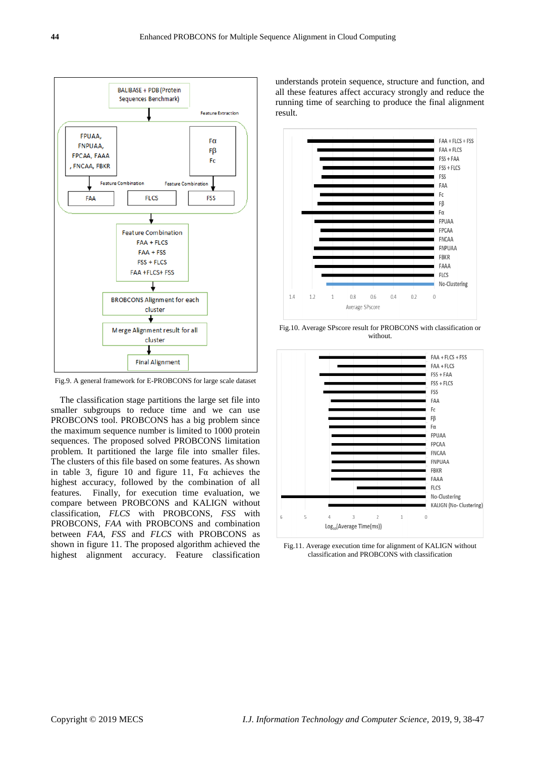Fig.9. A general framework for E-PROBCONS for large scale dataset

The classification stage partitions the large set file into smaller subgroups to reduce time and we can use PROBCONS tool. PROBCONS has a big problem since the maximum sequence number is limited to 1000 protein sequences. The proposed solved PROBCONS limitation problem. It partitioned the large file into smaller files. The clusters of this file based on some features. As shown in table 3, figure 10 and figure 11, Fα achieves the highest accuracy, followed by the combination of all features. Finally, for execution time evaluation, we compare between PROBCONS and KALIGN without classification, *FLCS* with PROBCONS, *FSS* with PROBCONS, *FAA* with PROBCONS and combination between *FAA*, *FSS* and *FLCS* with PROBCONS as shown in figure 11. The proposed algorithm achieved the highest alignment accuracy. Feature classification understands protein sequence, structure and function, and all these features affect accuracy strongly and reduce the running time of searching to produce the final alignment result.

Fig.10. Average SPscore result for PROBCONS with classification or without.

Fig.11. Average execution time for alignment of KALIGN without classification and PROBCONS with classification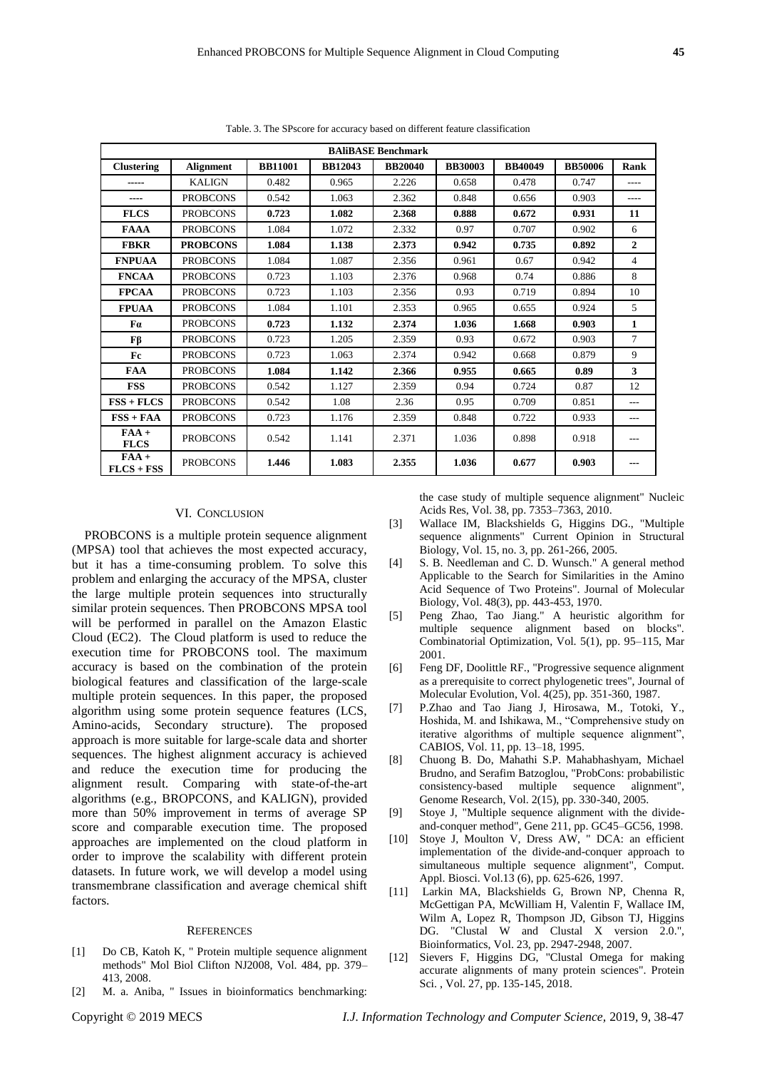Table. 3. The SPscore for accuracy based on different feature classification

| BAliBASE Benchmark | | | | | | | | |
|---|---|---|---|---|---|---|---|---|
| **Clustering** | **Alignment** | **BB11001** | **BB12043** | **BB20040** | **BB30003** | **BB40049** | **BB50006** | **Rank** |
| ----- | KALIGN | 0.482 | 0.965 | 2.226 | 0.658 | 0.478 | 0.747 | ---- |
| ---- | PROBCONS | 0.542 | 1.063 | 2.362 | 0.848 | 0.656 | 0.903 | ---- |
| **FLCS** | PROBCONS | **0.723** | **1.082** | **2.368** | **0.888** | **0.672** | **0.931** | **11** |
| **FAAA** | PROBCONS | 1.084 | 1.072 | 2.332 | 0.97 | 0.707 | 0.902 | 6 |
| **FBKR** | **PROBCONS** | **1.084** | **1.138** | **2.373** | **0.942** | **0.735** | **0.892** | **2** |
| **FNPUAA** | PROBCONS | 1.084 | 1.087 | 2.356 | 0.961 | 0.67 | 0.942 | 4 |
| **FNCAA** | PROBCONS | 0.723 | 1.103 | 2.376 | 0.968 | 0.74 | 0.886 | 8 |
| **FPCAA** | PROBCONS | 0.723 | 1.103 | 2.356 | 0.93 | 0.719 | 0.894 | 10 |
| **FPUAA** | PROBCONS | 1.084 | 1.101 | 2.353 | 0.965 | 0.655 | 0.924 | 5 |
| **Fα** | PROBCONS | **0.723** | **1.132** | **2.374** | **1.036** | **1.668** | **0.903** | **1** |
| **Fβ** | PROBCONS | 0.723 | 1.205 | 2.359 | 0.93 | 0.672 | 0.903 | 7 |
| **Fc** | PROBCONS | 0.723 | 1.063 | 2.374 | 0.942 | 0.668 | 0.879 | 9 |
| **FAA** | PROBCONS | **1.084** | **1.142** | **2.366** | **0.955** | **0.665** | **0.89** | **3** |
| **FSS** | PROBCONS | 0.542 | 1.127 | 2.359 | 0.94 | 0.724 | 0.87 | 12 |
| **FSS + FLCS** | PROBCONS | 0.542 | 1.08 | 2.36 | 0.95 | 0.709 | 0.851 | --- |
| **FSS + FAA** | PROBCONS | 0.723 | 1.176 | 2.359 | 0.848 | 0.722 | 0.933 | --- |
| **FAA + FLCS** | PROBCONS | 0.542 | 1.141 | 2.371 | 1.036 | 0.898 | 0.918 | --- |
| **FAA + FLCS + FSS** | PROBCONS | **1.446** | **1.083** | **2.355** | **1.036** | **0.677** | **0.903** | **---** |

## VI. Conclusion

PROBCONS is a multiple protein sequence alignment (MPSA) tool that achieves the most expected accuracy, but it has a time-consuming problem. To solve this problem and enlarging the accuracy of the MPSA, cluster the large multiple protein sequences into structurally similar protein sequences. Then PROBCONS MPSA tool will be performed in parallel on the Amazon Elastic Cloud (EC2). The Cloud platform is used to reduce the execution time for PROBCONS tool. The maximum accuracy is based on the combination of the protein biological features and classification of the large-scale multiple protein sequences. In this paper, the proposed algorithm using some protein sequence features (LCS, Amino-acids, Secondary structure). The proposed approach is more suitable for large-scale data and shorter sequences. The highest alignment accuracy is achieved and reduce the execution time for producing the alignment result. Comparing with state-of-the-art algorithms (e.g., BROPCONS, and KALIGN), provided more than 50% improvement in terms of average SP score and comparable execution time. The proposed approaches are implemented on the cloud platform in order to improve the scalability with different protein datasets. In future work, we will develop a model using transmembrane classification and average chemical shift factors.

## References

[1] Do CB, Katoh K, " Protein multiple sequence alignment methods" Mol Biol Clifton NJ2008, Vol. 484, pp. 379–413, 2008.

[2] M. a. Aniba, " Issues in bioinformatics benchmarking: the case study of multiple sequence alignment" Nucleic Acids Res, Vol. 38, pp. 7353–7363, 2010.

[3] Wallace IM, Blackshields G, Higgins DG., "Multiple sequence alignments" Current Opinion in Structural Biology, Vol. 15, no. 3, pp. 261-266, 2005.

[4] S. B. Needleman and C. D. Wunsch." A general method Applicable to the Search for Similarities in the Amino Acid Sequence of Two Proteins". Journal of Molecular Biology, Vol. 48(3), pp. 443-453, 1970.

[5] Peng Zhao, Tao Jiang." A heuristic algorithm for multiple sequence alignment based on blocks". Combinatorial Optimization, Vol. 5(1), pp. 95–115, Mar 2001.

[6] Feng DF, Doolittle RF., "Progressive sequence alignment as a prerequisite to correct phylogenetic trees", Journal of Molecular Evolution, Vol. 4(25), pp. 351-360, 1987.

[7] P.Zhao and Tao Jiang J, Hirosawa, M., Totoki, Y., Hoshida, M. and Ishikawa, M., "Comprehensive study on iterative algorithms of multiple sequence alignment", CABIOS, Vol. 11, pp. 13–18, 1995.

[8] Chuong B. Do, Mahathi S.P. Mahabhashyam, Michael Brudno, and Serafim Batzoglou, "ProbCons: probabilistic consistency-based multiple sequence alignment", Genome Research, Vol. 2(15), pp. 330-340, 2005.

[9] Stoye J, "Multiple sequence alignment with the divide-and-conquer method", Gene 211, pp. GC45–GC56, 1998.

[10] Stoye J, Moulton V, Dress AW, " DCA: an efficient implementation of the divide-and-conquer approach to simultaneous multiple sequence alignment", Comput. Appl. Biosci. Vol.13 (6), pp. 625-626, 1997.

[11] Larkin MA, Blackshields G, Brown NP, Chenna R, McGettigan PA, McWilliam H, Valentin F, Wallace IM, Wilm A, Lopez R, Thompson JD, Gibson TJ, Higgins DG. "Clustal W and Clustal X version 2.0.", Bioinformatics, Vol. 23, pp. 2947-2948, 2007.

[12] Sievers F, Higgins DG, "Clustal Omega for making accurate alignments of many protein sciences". Protein Sci. , Vol. 27, pp. 135-145, 2018.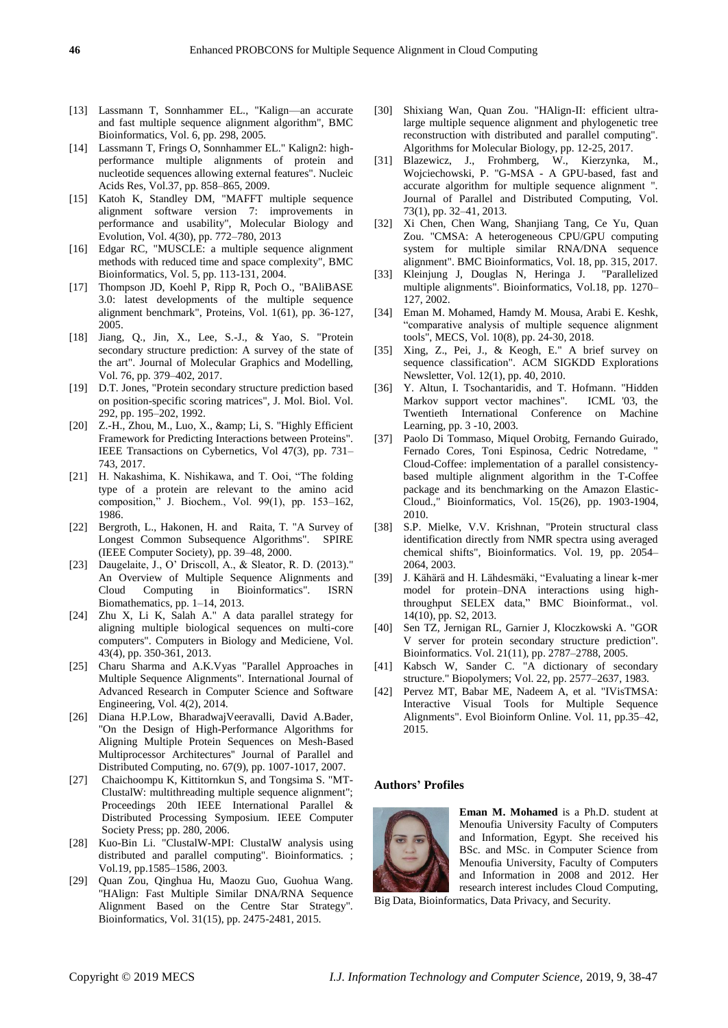[13] Lassmann T, Sonnhammer EL., "Kalign—an accurate and fast multiple sequence alignment algorithm", BMC Bioinformatics, Vol. 6, pp. 298, 2005.

[14] Lassmann T, Frings O, Sonnhammer EL." Kalign2: high-performance multiple alignments of protein and nucleotide sequences allowing external features". Nucleic Acids Res, Vol.37, pp. 858–865, 2009.

[15] Katoh K, Standley DM, "MAFFT multiple sequence alignment software version 7: improvements in performance and usability", Molecular Biology and Evolution, Vol. 4(30), pp. 772–780, 2013

[16] Edgar RC, "MUSCLE: a multiple sequence alignment methods with reduced time and space complexity", BMC Bioinformatics, Vol. 5, pp. 113-131, 2004.

[17] Thompson JD, Koehl P, Ripp R, Poch O., "BAliBASE 3.0: latest developments of the multiple sequence alignment benchmark", Proteins, Vol. 1(61), pp. 36-127, 2005.

[18] Jiang, Q., Jin, X., Lee, S.-J., & Yao, S. "Protein secondary structure prediction: A survey of the state of the art". Journal of Molecular Graphics and Modelling, Vol. 76, pp. 379–402, 2017.

[19] D.T. Jones, "Protein secondary structure prediction based on position-specific scoring matrices", J. Mol. Biol. Vol. 292, pp. 195–202, 1992.

[20] Z.-H., Zhou, M., Luo, X., &amp; Li, S. "Highly Efficient Framework for Predicting Interactions between Proteins". IEEE Transactions on Cybernetics, Vol 47(3), pp. 731–743, 2017.

[21] H. Nakashima, K. Nishikawa, and T. Ooi, "The folding type of a protein are relevant to the amino acid composition," J. Biochem., Vol. 99(1), pp. 153–162, 1986.

[22] Bergroth, L., Hakonen, H. and Raita, T. "A Survey of Longest Common Subsequence Algorithms". SPIRE (IEEE Computer Society), pp. 39–48, 2000.

[23] Daugelaite, J., O' Driscoll, A., & Sleator, R. D. (2013)." An Overview of Multiple Sequence Alignments and Cloud Computing in Bioinformatics". ISRN Biomathematics, pp. 1–14, 2013.

[24] Zhu X, Li K, Salah A." A data parallel strategy for aligning multiple biological sequences on multi-core computers". Computers in Biology and Mediciene, Vol. 43(4), pp. 350-361, 2013.

[25] Charu Sharma and A.K.Vyas "Parallel Approaches in Multiple Sequence Alignments". International Journal of Advanced Research in Computer Science and Software Engineering, Vol. 4(2), 2014.

[26] Diana H.P.Low, BharadwajVeeravalli, David A.Bader, "On the Design of High-Performance Algorithms for Aligning Multiple Protein Sequences on Mesh-Based Multiprocessor Architectures" Journal of Parallel and Distributed Computing, no. 67(9), pp. 1007-1017, 2007.

[27] Chaichoompu K, Kittitornkun S, and Tongsima S. "MT-ClustalW: multithreading multiple sequence alignment"; Proceedings 20th IEEE International Parallel & Distributed Processing Symposium. IEEE Computer Society Press; pp. 280, 2006.

[28] Kuo-Bin Li. "ClustalW-MPI: ClustalW analysis using distributed and parallel computing". Bioinformatics. ; Vol.19, pp.1585–1586, 2003.

[29] Quan Zou, Qinghua Hu, Maozu Guo, Guohua Wang. "HAlign: Fast Multiple Similar DNA/RNA Sequence Alignment Based on the Centre Star Strategy". Bioinformatics, Vol. 31(15), pp. 2475-2481, 2015.

[30] Shixiang Wan, Quan Zou. "HAlign-II: efficient ultra-large multiple sequence alignment and phylogenetic tree reconstruction with distributed and parallel computing". Algorithms for Molecular Biology, pp. 12-25, 2017.

[31] Blazewicz, J., Frohmberg, W., Kierzynka, M., Wojciechowski, P. "G-MSA - A GPU-based, fast and accurate algorithm for multiple sequence alignment ". Journal of Parallel and Distributed Computing, Vol. 73(1), pp. 32–41, 2013.

[32] Xi Chen, Chen Wang, Shanjiang Tang, Ce Yu, Quan Zou. "CMSA: A heterogeneous CPU/GPU computing system for multiple similar RNA/DNA sequence alignment". BMC Bioinformatics, Vol. 18, pp. 315, 2017.

[33] Kleinjung J, Douglas N, Heringa J. "Parallelized multiple alignments". Bioinformatics, Vol.18, pp. 1270–127, 2002.

[34] Eman M. Mohamed, Hamdy M. Mousa, Arabi E. Keshk, "comparative analysis of multiple sequence alignment tools", MECS, Vol. 10(8), pp. 24-30, 2018.

[35] Xing, Z., Pei, J., & Keogh, E." A brief survey on sequence classification". ACM SIGKDD Explorations Newsletter, Vol. 12(1), pp. 40, 2010.

[36] Y. Altun, I. Tsochantaridis, and T. Hofmann. "Hidden Markov support vector machines". ICML '03, the Twentieth International Conference on Machine Learning, pp. 3 -10, 2003.

[37] Paolo Di Tommaso, Miquel Orobitg, Fernando Guirado, Fernado Cores, Toni Espinosa, Cedric Notredame, " Cloud-Coffee: implementation of a parallel consistency-based multiple alignment algorithm in the T-Coffee package and its benchmarking on the Amazon Elastic-Cloud.," Bioinformatics, Vol. 15(26), pp. 1903-1904, 2010.

[38] S.P. Mielke, V.V. Krishnan, "Protein structural class identification directly from NMR spectra using averaged chemical shifts", Bioinformatics. Vol. 19, pp. 2054–2064, 2003.

[39] J. Kähärä and H. Lähdesmäki, "Evaluating a linear k-mer model for protein–DNA interactions using high-throughput SELEX data," BMC Bioinformat., vol. 14(10), pp. S2, 2013.

[40] Sen TZ, Jernigan RL, Garnier J, Kloczkowski A. "GOR V server for protein secondary structure prediction". Bioinformatics. Vol. 21(11), pp. 2787–2788, 2005.

[41] Kabsch W, Sander C. "A dictionary of secondary structure." Biopolymers; Vol. 22, pp. 2577–2637, 1983.

[42] Pervez MT, Babar ME, Nadeem A, et al. "IVisTMSA: Interactive Visual Tools for Multiple Sequence Alignments". Evol Bioinform Online. Vol. 11, pp.35–42, 2015.

### Authors' Profiles

**Eman M. Mohamed** is a Ph.D. student at Menoufia University Faculty of Computers and Information, Egypt. She received his BSc. and MSc. in Computer Science from Menoufia University, Faculty of Computers and Information in 2008 and 2012. Her research interest includes Cloud Computing, Big Data, Bioinformatics, Data Privacy, and Security.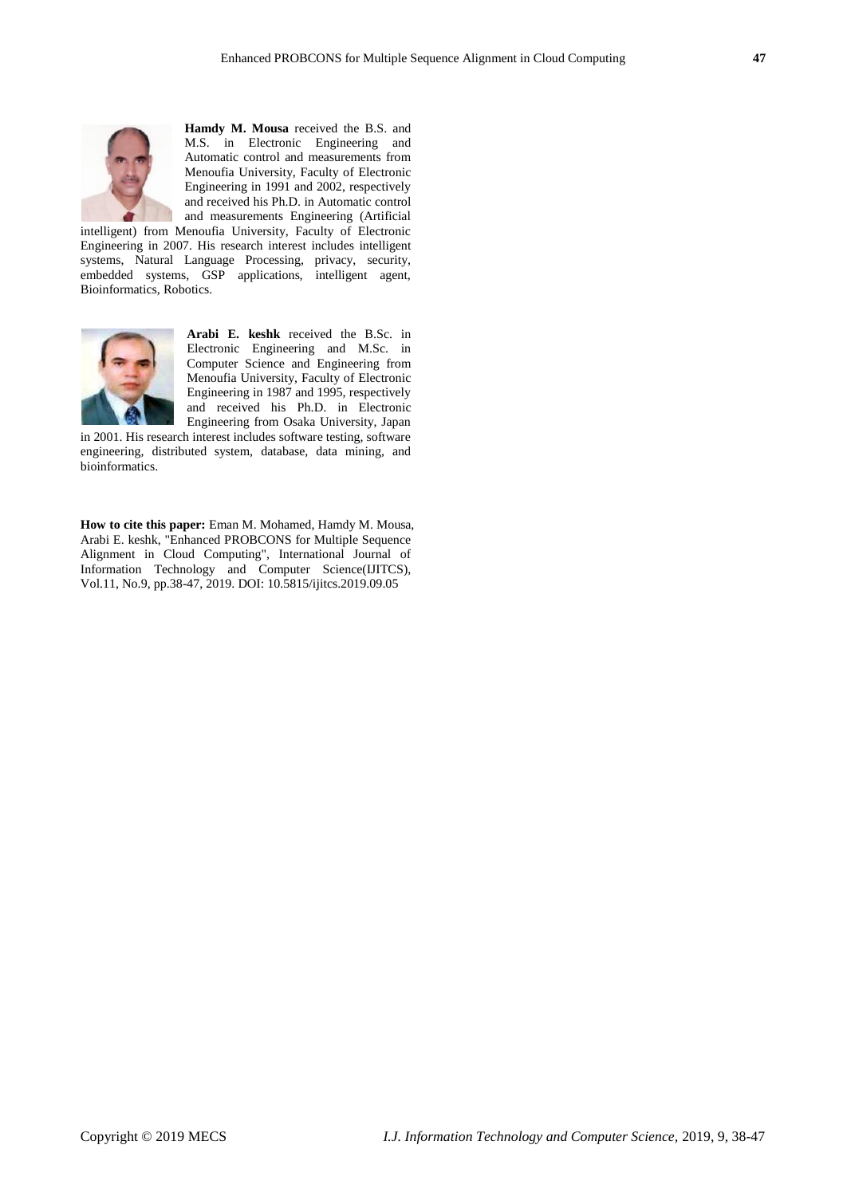**Hamdy M. Mousa** received the B.S. and M.S. in Electronic Engineering and Automatic control and measurements from Menoufia University, Faculty of Electronic Engineering in 1991 and 2002, respectively and received his Ph.D. in Automatic control and measurements Engineering (Artificial intelligent) from Menoufia University, Faculty of Electronic Engineering in 2007. His research interest includes intelligent systems, Natural Language Processing, privacy, security, embedded systems, GSP applications, intelligent agent, Bioinformatics, Robotics.

**Arabi E. keshk** received the B.Sc. in Electronic Engineering and M.Sc. in Computer Science and Engineering from Menoufia University, Faculty of Electronic Engineering in 1987 and 1995, respectively and received his Ph.D. in Electronic Engineering from Osaka University, Japan in 2001. His research interest includes software testing, software engineering, distributed system, database, data mining, and bioinformatics.

**How to cite this paper:** Eman M. Mohamed, Hamdy M. Mousa, Arabi E. keshk, "Enhanced PROBCONS for Multiple Sequence Alignment in Cloud Computing", International Journal of Information Technology and Computer Science(IJITCS), Vol.11, No.9, pp.38-47, 2019. DOI: 10.5815/ijitcs.2019.09.05